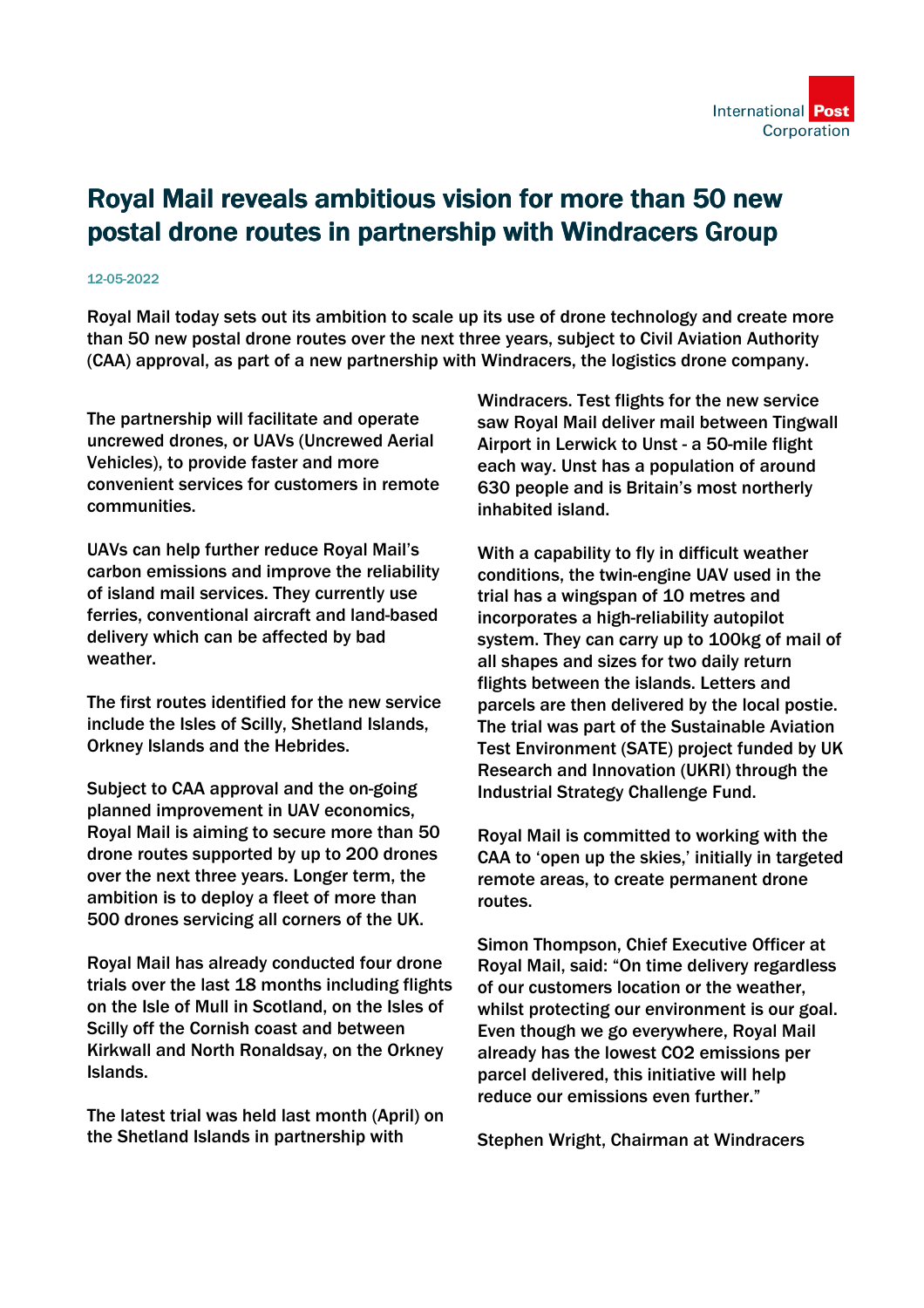# Royal Mail reveals ambitious vision for more than 50 new postal drone routes in partnership with Windracers Group

12-05-2022

**Royal Mail today sets out its ambition to scale up its use of drone technology and create more than 50 new postal drone routes over the next three years, subject to Civil Aviation Authority (CAA) approval, as part of a new partnership with Windracers, the logistics drone company.**

The partnership will facilitate and operate uncrewed drones, or UAVs (Uncrewed Aerial Vehicles), to provide faster and more convenient services for customers in remote communities.

UAVs can help further reduce Royal Mail's carbon emissions and improve the reliability of island mail services. They currently use ferries, conventional aircraft and land-based delivery which can be affected by bad weather.

The first routes identified for the new service include the Isles of Scilly, Shetland Islands, Orkney Islands and the Hebrides.

Subject to CAA approval and the on-going planned improvement in UAV economics, Royal Mail is aiming to secure more than 50 drone routes supported by up to 200 drones over the next three years. Longer term, the ambition is to deploy a fleet of more than 500 drones servicing all corners of the UK.

Royal Mail has already conducted four drone trials over the last 18 months including flights on the Isle of Mull in Scotland, on the Isles of Scilly off the Cornish coast and between Kirkwall and North Ronaldsay, on the Orkney Islands.

The latest trial was held last month (April) on the Shetland Islands in partnership with Windracers. Test flights for the new service saw Royal Mail deliver mail between Tingwall Airport in Lerwick to Unst - a 50-mile flight each way. Unst has a population of around 630 people and is Britain's most northerly inhabited island.

With a capability to fly in difficult weather conditions, the twin-engine UAV used in the trial has a wingspan of 10 metres and incorporates a high-reliability autopilot system. They can carry up to 100kg of mail of all shapes and sizes for two daily return flights between the islands. Letters and parcels are then delivered by the local postie. The trial was part of the Sustainable Aviation Test Environment (SATE) project funded by UK Research and Innovation (UKRI) through the Industrial Strategy Challenge Fund.

Royal Mail is committed to working with the CAA to 'open up the skies,' initially in targeted remote areas, to create permanent drone routes.

Simon Thompson, Chief Executive Officer at Royal Mail, said: "On time delivery regardless of our customers location or the weather, whilst protecting our environment is our goal. Even though we go everywhere, Royal Mail already has the lowest $CO_2$ emissions per parcel delivered, this initiative will help reduce our emissions even further."

Stephen Wright, Chairman at Windracers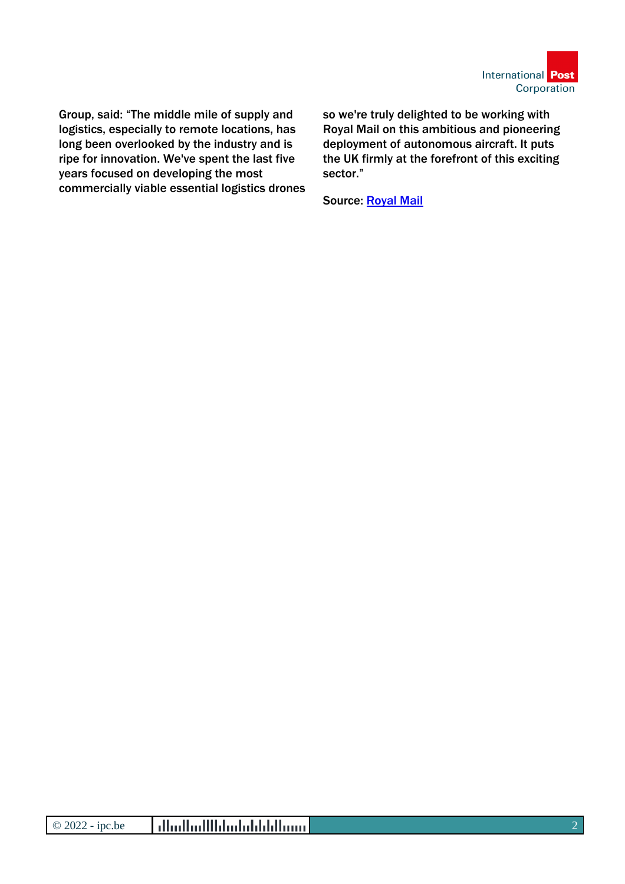Group, said: "The middle mile of supply and logistics, especially to remote locations, has long been overlooked by the industry and is ripe for innovation. We've spent the last five years focused on developing the most commercially viable essential logistics drones so we're truly delighted to be working with Royal Mail on this ambitious and pioneering deployment of autonomous aircraft. It puts the UK firmly at the forefront of this exciting sector."

Source: [Royal Mail]